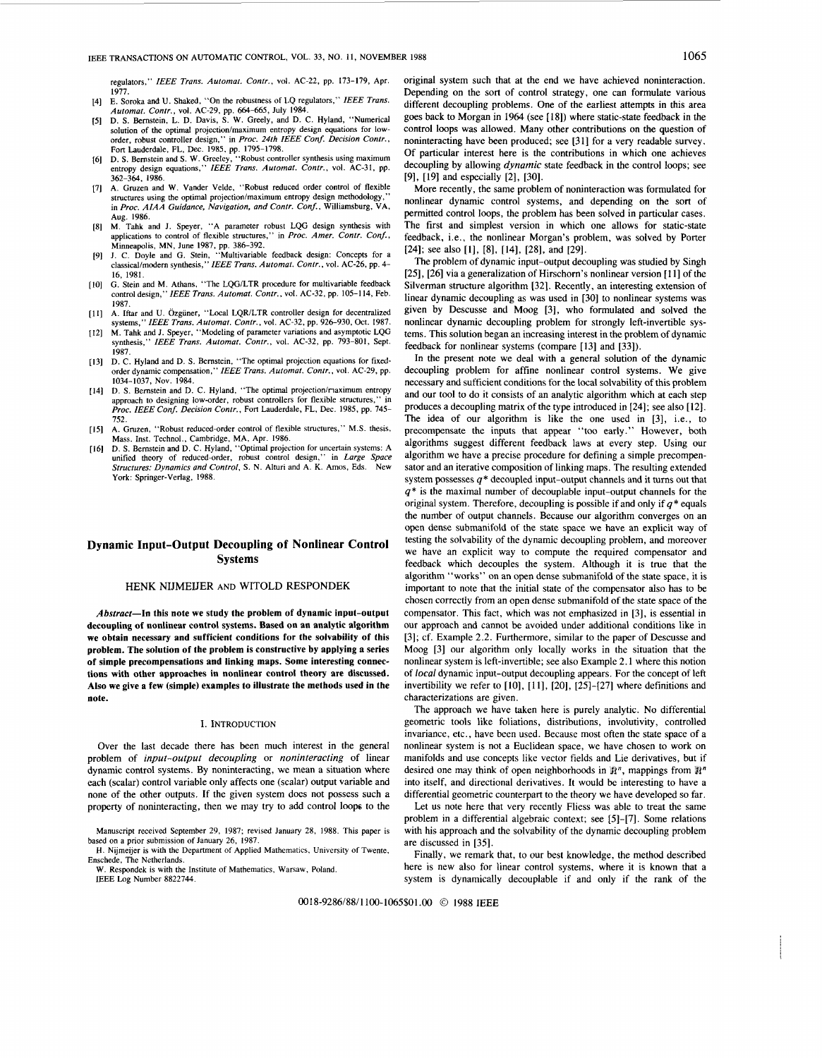regulators," *IEEE Trans. Automat. Contr.*, vol. AC-22, pp. 173–179, Apr. 1977.

[4] E. Soroka and U. Shaked, "On the robustness of LQ regulators," *IEEE Trans. Automat. Contr.*, vol. AC-29, pp. 664–665, July 1984.

[5] D. S. Bernstein, L. D. Davis, S. W. Greely, and D. C. Hyland, "Numerical solution of the optimal projection/maximum entropy design equations for low-order, robust controller design," in *Proc. 24th IEEE Conf. Decision Contr.*, Fort Lauderdale, FL, Dec. 1985, pp. 1795–1798.

[6] D. S. Bernstein and S. W. Greeley, "Robust controller synthesis using maximum entropy design equations," *IEEE Trans. Automat. Contr.*, vol. AC-31, pp. 362–364, 1986.

[7] A. Gruzen and W. Vander Velde, "Robust reduced order control of flexible structures using the optimal projection/maximum entropy design methodology," in *Proc. AIAA Guidance, Navigation, and Contr. Conf.*, Williamsburg, VA, Aug. 1986.

[8] M. Tahk and J. Speyer, "A parameter robust LQG design synthesis with applications to control of flexible structures," in *Proc. Amer. Contr. Conf.*, Minneapolis, MN, June 1987, pp. 386–392.

[9] J. C. Doyle and G. Stein, "Multivariable feedback design: Concepts for a classical/modern synthesis," *IEEE Trans. Automat. Contr.*, vol. AC-26, pp. 4–16, 1981.

[10] G. Stein and M. Athans, "The LQG/LTR procedure for multivariable feedback control design," *IEEE Trans. Automat. Contr.*, vol. AC-32, pp. 105–114, Feb. 1987.

[11] A. Iftar and U. Özgüner, "Local LQR/LTR controller design for decentralized systems," *IEEE Trans. Automat. Contr.*, vol. AC-32, pp. 926–930, Oct. 1987.

[12] M. Tahk and J. Speyer, "Modeling of parameter variations and asymptotic LQG synthesis," *IEEE Trans. Automat. Contr.*, vol. AC-32, pp. 793–801, Sept. 1987.

[13] D. C. Hyland and D. S. Bernstein, "The optimal projection equations for fixed-order dynamic compensation," *IEEE Trans. Automat. Contr.*, vol. AC-29, pp. 1034–1037, Nov. 1984.

[14] D. S. Bernstein and D. C. Hyland, "The optimal projection/maximum entropy approach to designing low-order, robust controllers for flexible structures," in *Proc. IEEE Conf. Decision Contr.*, Fort Lauderdale, FL, Dec. 1985, pp. 745–752.

[15] A. Gruzen, "Robust reduced-order control of flexible structures," M.S. thesis, Mass. Inst. Technol., Cambridge, MA, Apr. 1986.

[16] D. S. Bernstein and D. C. Hyland, "Optimal projection for uncertain systems: A unified theory of reduced-order, robust control design," in *Large Space Structures: Dynamics and Control*, S. N. Alturi and A. K. Amos, Eds. New York: Springer-Verlag, 1988.

# Dynamic Input-Output Decoupling of Nonlinear Control Systems

HENK NIJMEIJER AND WITOLD RESPONDEK

***Abstract*—In this note we study the problem of dynamic input-output decoupling of nonlinear control systems. Based on an analytic algorithm we obtain necessary and sufficient conditions for the solvability of this problem. The solution of the problem is constructive by applying a series of simple precompensations and linking maps. Some interesting connections with other approaches in nonlinear control theory are discussed. Also we give a few (simple) examples to illustrate the methods used in the note.**

## I. Introduction

Over the last decade there has been much interest in the general problem of *input-output decoupling* or *noninteracting* of linear dynamic control systems. By noninteracting, we mean a situation where each (scalar) control variable only affects one (scalar) output variable and none of the other outputs. If the given system does not possess such a property of noninteracting, then we may try to add control loops to the original system such that at the end we have achieved noninteraction. Depending on the sort of control strategy, one can formulate various different decoupling problems. One of the earliest attempts in this area goes back to Morgan in 1964 (see [18]) where static-state feedback in the control loops was allowed. Many other contributions on the question of noninteracting have been produced; see [31] for a very readable survey. Of particular interest here is the contributions in which one achieves decoupling by allowing *dynamic* state feedback in the control loops; see [9], [19] and especially [2], [30].

More recently, the same problem of noninteraction was formulated for nonlinear dynamic control systems, and depending on the sort of permitted control loops, the problem has been solved in particular cases. The first and simplest version in which one allows for static-state feedback, i.e., the nonlinear Morgan's problem, was solved by Porter [24]; see also [1], [8], [14], [28], and [29].

The problem of dynamic input-output decoupling was studied by Singh [25], [26] via a generalization of Hirschorn's nonlinear version [11] of the Silverman structure algorithm [32]. Recently, an interesting extension of linear dynamic decoupling as was used in [30] to nonlinear systems was given by Descusse and Moog [3], who formulated and solved the nonlinear dynamic decoupling problem for strongly left-invertible systems. This solution began an increasing interest in the problem of dynamic feedback for nonlinear systems (compare [13] and [33]).

In the present note we deal with a general solution of the dynamic decoupling problem for affine nonlinear control systems. We give necessary and sufficient conditions for the local solvability of this problem and our tool to do it consists of an analytic algorithm which at each step produces a decoupling matrix of the type introduced in [24]; see also [12]. The idea of our algorithm is like the one used in [3], i.e., to precompensate the inputs that appear "too early." However, both algorithms suggest different feedback laws at every step. Using our algorithm we have a precise procedure for defining a simple precompensator and an iterative composition of linking maps. The resulting extended system possesses $q^*$ decoupled input-output channels and it turns out that $q^*$ is the maximal number of decouplable input-output channels for the original system. Therefore, decoupling is possible if and only if $q^*$ equals the number of output channels. Because our algorithm converges on an open dense submanifold of the state space we have an explicit way of testing the solvability of the dynamic decoupling problem, and moreover we have an explicit way to compute the required compensator and feedback which decouples the system. Although it is true that the algorithm "works" on an open dense submanifold of the state space, it is important to note that the initial state of the compensator also has to be chosen correctly from an open dense submanifold of the state space of the compensator. This fact, which was not emphasized in [3], is essential in our approach and cannot be avoided under additional conditions like in [3]; cf. Example 2.2. Furthermore, similar to the paper of Descusse and Moog [3] our algorithm only locally works in the situation that the nonlinear system is left-invertible; see also Example 2.1 where this notion of *local* dynamic input-output decoupling appears. For the concept of left invertibility we refer to [10], [11], [20], [25]–[27] where definitions and characterizations are given.

The approach we have taken here is purely analytic. No differential geometric tools like foliations, distributions, involutivity, controlled invariance, etc., have been used. Because most often the state space of a nonlinear system is not a Euclidean space, we have chosen to work on manifolds and use concepts like vector fields and Lie derivatives, but if desired one may think of open neighborhoods in $\mathbb{R}^n$, mappings from $\mathbb{R}^n$ into itself, and directional derivatives. It would be interesting to have a differential geometric counterpart to the theory we have developed so far.

Let us note here that very recently Fliess was able to treat the same problem in a differential algebraic context; see [5]–[7]. Some relations with his approach and the solvability of the dynamic decoupling problem are discussed in [35].

Finally, we remark that, to our best knowledge, the method described here is new also for linear control systems, where it is known that a system is dynamically decouplable if and only if the rank of the

Manuscript received September 29, 1987; revised January 28, 1988. This paper is based on a prior submission of January 26, 1987.

H. Nijmeijer is with the Department of Applied Mathematics, University of Twente, Enschede, The Netherlands.

W. Respondek is with the Institute of Mathematics, Warsaw, Poland.

IEEE Log Number 8822744.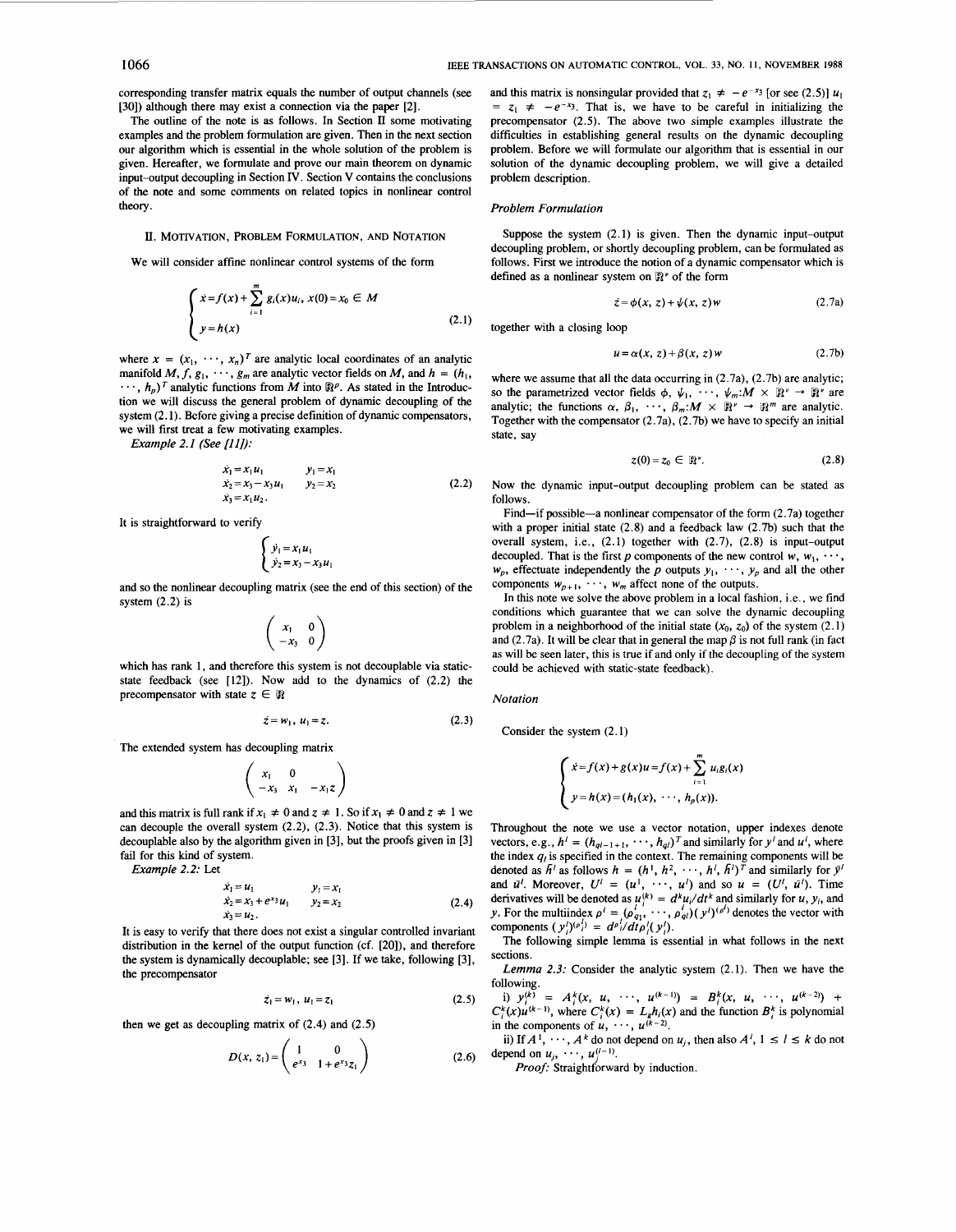corresponding transfer matrix equals the number of output channels (see [30]) although there may exist a connection via the paper [2].

The outline of the note is as follows. In Section II some motivating examples and the problem formulation are given. Then in the next section our algorithm which is essential in the whole solution of the problem is given. Hereafter, we formulate and prove our main theorem on dynamic input–output decoupling in Section IV. Section V contains the conclusions of the note and some comments on related topics in nonlinear control theory.

## II. Motivation, Problem Formulation, and Notation

We will consider affine nonlinear control systems of the form

$$\begin{cases} \dot{x} = f(x) + \sum_{i=1}^{m} g_i(x)u_i, \; x(0) = x_0 \in M \\ y = h(x) \end{cases} \tag{2.1}$$

where $x = (x_1, \cdots, x_n)^T$ are analytic local coordinates of an analytic manifold $M, f, g_1, \cdots, g_m$ are analytic vector fields on $M$, and $h = (h_1, \cdots, h_p)^T$ analytic functions from $M$ into $\mathbb{R}^p$. As stated in the Introduction we will discuss the general problem of dynamic decoupling of the system (2.1). Before giving a precise definition of dynamic compensators, we will first treat a few motivating examples.

*Example 2.1 (See [11]):*

$$\begin{aligned} \dot{x}_1 &= x_1 u_1 & y_1 &= x_1 \\ \dot{x}_2 &= x_3 - x_3 u_1 & y_2 &= x_2 \\ \dot{x}_3 &= x_1 u_2. \end{aligned} \tag{2.2}$$

It is straightforward to verify

$$\begin{cases} \dot{y}_1 = x_1 u_1 \\ \dot{y}_2 = x_3 - x_3 u_1 \end{cases}$$

and so the nonlinear decoupling matrix (see the end of this section) of the system (2.2) is

$$\begin{pmatrix} x_1 & 0 \\ -x_3 & 0 \end{pmatrix}$$

which has rank 1, and therefore this system is not decouplable via static-state feedback (see [12]). Now add to the dynamics of (2.2) the precompensator with state $z \in \mathbb{R}$

$$\dot{z} = w_1, \; u_1 = z. \tag{2.3}$$

The extended system has decoupling matrix

$$\begin{pmatrix} x_1 & 0 \\ -x_3 & x_1 & -x_1 z \end{pmatrix}$$

and this matrix is full rank if $x_1 \neq 0$ and $z \neq 1$. So if $x_1 \neq 0$ and $z \neq 1$ we can decouple the overall system (2.2), (2.3). Notice that this system is decouplable also by the algorithm given in [3], but the proofs given in [3] fail for this kind of system.

*Example 2.2:* Let

$$\begin{aligned} \dot{x}_1 &= u_1 & y_1 &= x_1 \\ \dot{x}_2 &= x_3 + e^{x_3} u_1 & y_2 &= x_2 \\ \dot{x}_3 &= u_2. \end{aligned} \tag{2.4}$$

It is easy to verify that there does not exist a singular controlled invariant distribution in the kernel of the output function (cf. [20]), and therefore the system is dynamically decouplable; see [3]. If we take, following [3], the precompensator

$$\dot{z}_1 = w_1, \; u_1 = z_1 \tag{2.5}$$

then we get as decoupling matrix of (2.4) and (2.5)

$$D(x, z_1) = \begin{pmatrix} 1 & 0 \\ e^{x_3} & 1 + e^{x_3} z_1 \end{pmatrix} \tag{2.6}$$

and this matrix is nonsingular provided that $z_1 \neq -e^{-x_3}$ [or see (2.5)] $u_1 = z_1 \neq -e^{-x_3}$. That is, we have to be careful in initializing the precompensator (2.5). The above two simple examples illustrate the difficulties in establishing general results on the dynamic decoupling problem. Before we will formulate our algorithm that is essential in our solution of the dynamic decoupling problem, we will give a detailed problem description.

### *Problem Formulation*

Suppose the system (2.1) is given. Then the dynamic input–output decoupling problem, or shortly decoupling problem, can be formulated as follows. First we introduce the notion of a dynamic compensator which is defined as a nonlinear system on $\mathbb{R}^\nu$ of the form

$$\dot{z} = \phi(x, z) + \psi(x, z)w \tag{2.7a}$$

together with a closing loop

$$u = \alpha(x, z) + \beta(x, z)w \tag{2.7b}$$

where we assume that all the data occurring in (2.7a), (2.7b) are analytic; so the parametrized vector fields $\phi, \psi_1, \cdots, \psi_m : M \times \mathbb{R}^\nu \to \mathbb{R}^\nu$ are analytic; the functions $\alpha, \beta_1, \cdots, \beta_m : M \times \mathbb{R}^\nu \to \mathbb{R}^m$ are analytic. Together with the compensator (2.7a), (2.7b) we have to specify an initial state, say

$$z(0) = z_0 \in \mathbb{R}^\nu. \tag{2.8}$$

Now the dynamic input–output decoupling problem can be stated as follows.

Find—if possible—a nonlinear compensator of the form (2.7a) together with a proper initial state (2.8) and a feedback law (2.7b) such that the overall system, i.e., (2.1) together with (2.7), (2.8) is input–output decoupled. That is the first $p$ components of the new control $w, w_1, \cdots, w_p$, effectuate independently the $p$ outputs $y_1, \cdots, y_p$ and all the other components $w_{p+1}, \cdots, w_m$ affect none of the outputs.

In this note we solve the above problem in a local fashion, i.e., we find conditions which guarantee that we can solve the dynamic decoupling problem in a neighborhood of the initial state $(x_0, z_0)$ of the system (2.1) and (2.7a). It will be clear that in general the map $\beta$ is not full rank (in fact as will be seen later, this is true if and only if the decoupling of the system could be achieved with static-state feedback).

### *Notation*

Consider the system (2.1)

$$\begin{cases} \dot{x} = f(x) + g(x)u = f(x) + \sum_{i=1}^{m} u_i g_i(x) \\ y = h(x) = (h_1(x), \cdots, h_p(x)). \end{cases}$$

Throughout the note we use a vector notation, upper indexes denote vectors, e.g., $h^l = (h_{q_{l-1}+1}, \cdots, h_{q_l})^T$ and similarly for $y^l$ and $u^l$, where the index $q_l$ is specified in the context. The remaining components will be denoted as $\bar{h}^l$ as follows $h = (h^1, h^2, \cdots, h^l, \bar{h}^l)^T$ and similarly for $\bar{y}^l$ and $\bar{u}^l$. Moreover, $U^l = (u^1, \cdots, u^l)$ and so $u = (U^l, \bar{u}^l)$. Time derivatives will be denoted as $u_i^{(k)} = d^k u_i / dt^k$ and similarly for $u$, $y_i$, and $y$. For the multiindex $\rho^l = (\rho_{q_1}, \cdots, \rho_{q_l})(y^l)^{(\rho^l)}$ denotes the vector with components $(y_i^l)^{(\rho_i^l)} = d^{\rho_i^l}/dt^{\rho_i^l}(y_i^l)$.

The following simple lemma is essential in what follows in the next sections.

*Lemma 2.3:* Consider the analytic system (2.1). Then we have the following.

i) $y_i^{(k)} = A_i^k(x, u, \cdots, u^{(k-1)}) = B_i^k(x, u, \cdots, u^{(k-2)}) + C_i^k(x)u^{(k-1)}$, where $C_i^k(x) = L_g h_i(x)$ and the function $B_i^k$ is polynomial in the components of $u, \cdots, u^{(k-2)}$.

ii) If $A^1, \cdots, A^k$ do not depend on $u_j$, then also $A^l$, $1 \leq l \leq k$ do not depend on $u_j, \cdots, u_j^{(l-1)}$.

*Proof:* Straightforward by induction.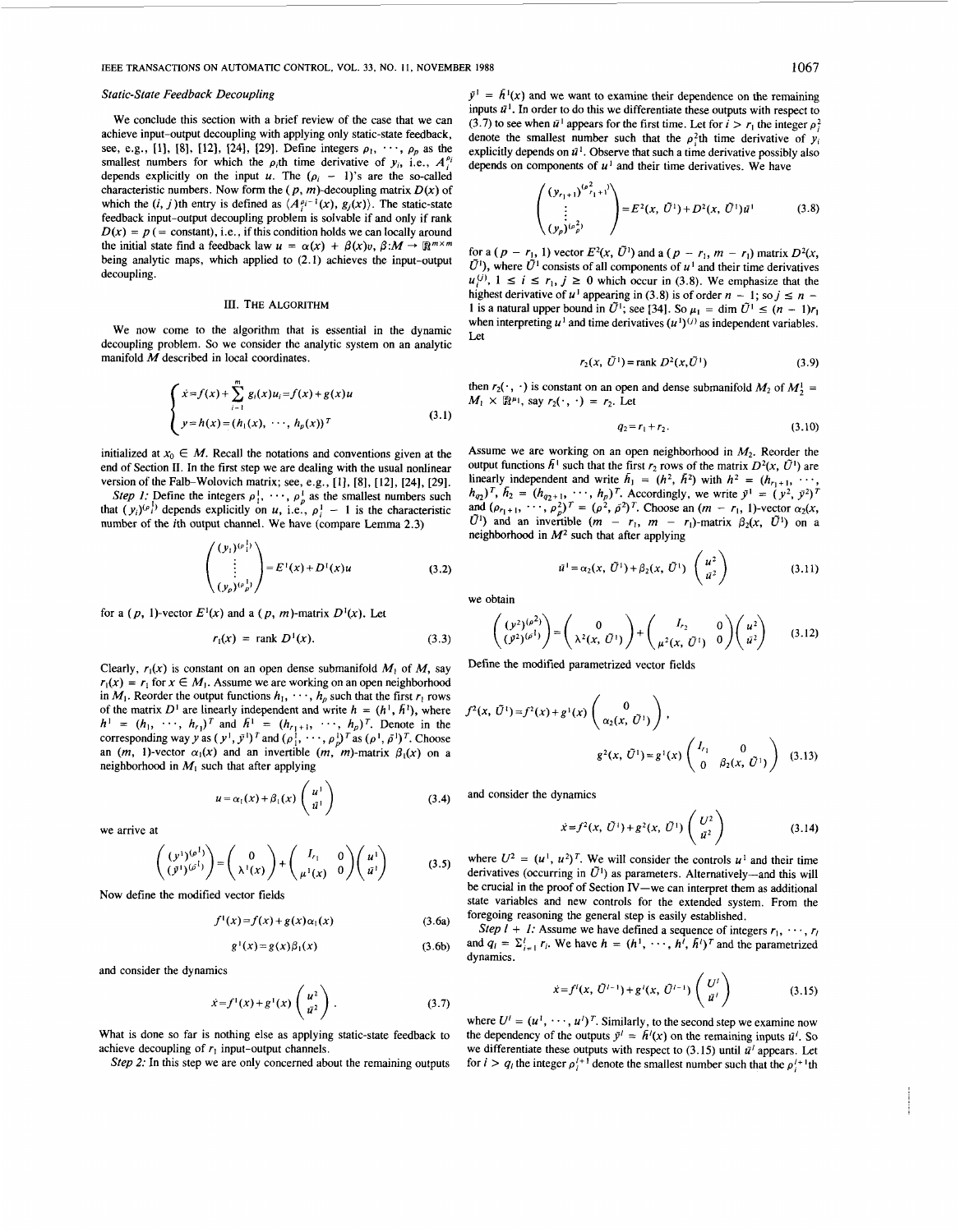### Static-State Feedback Decoupling

We conclude this section with a brief review of the case that we can achieve input-output decoupling with applying only static-state feedback, see, e.g., [1], [8], [12], [24], [29]. Define integers $\rho_1, \cdots, \rho_p$ as the smallest numbers for which the $\rho_i$th time derivative of $y_i$, i.e., $A_i^{\rho_i}$ depends explicitly on the input $u$. The $(\rho_i - 1)$'s are the so-called characteristic numbers. Now form the $(p, m)$-decoupling matrix $D(x)$ of which the $(i, j)$th entry is defined as $\langle A_i^{\rho_i - 1}(x), g_j(x)\rangle$. The static-state feedback input-output decoupling problem is solvable if and only if rank $D(x) = p$ (= constant), i.e., if this condition holds we can locally around the initial state find a feedback law $u = \alpha(x) + \beta(x)v$, $\beta: M \to \mathbb{R}^{m\times m}$ being analytic maps, which applied to (2.1) achieves the input-output decoupling.

## III. The Algorithm

We now come to the algorithm that is essential in the dynamic decoupling problem. So we consider the analytic system on an analytic manifold $M$ described in local coordinates.

$$\begin{cases} \dot{x} = f(x) + \sum_{i=1}^{m} g_i(x)u_i = f(x) + g(x)u \\ y = h(x) = (h_1(x), \cdots, h_p(x))^T \end{cases} \tag{3.1}$$

initialized at $x_0 \in M$. Recall the notations and conventions given at the end of Section II. In the first step we are dealing with the usual nonlinear version of the Falb-Wolovich matrix; see, e.g., [1], [8], [12], [24], [29].

*Step 1:* Define the integers $\rho_1^1, \cdots, \rho_p^1$ as the smallest numbers such that $(y_i)^{(\rho_i^1)}$ depends explicitly on $u$, i.e., $\rho_i^1 - 1$ is the characteristic number of the $i$th output channel. We have (compare Lemma 2.3)

$$\begin{pmatrix} (y_1)^{(\rho_1^1)} \\ \vdots \\ (y_p)^{(\rho_p^1)} \end{pmatrix} = E^1(x) + D^1(x)u \tag{3.2}$$

for a $(p, 1)$-vector $E^1(x)$ and a $(p, m)$-matrix $D^1(x)$. Let

$$r_1(x) = \text{rank } D^1(x). \tag{3.3}$$

Clearly, $r_1(x)$ is constant on an open dense submanifold $M_1$ of $M$, say $r_1(x) = r_1$ for $x \in M_1$. Assume we are working on an open neighborhood in $M_1$. Reorder the output functions $h_1, \cdots, h_p$ such that the first $r_1$ rows of the matrix $D^1$ are linearly independent and write $h = (h^1, \bar{h}^1)$, where $h^1 = (h_1, \cdots, h_{r_1})^T$ and $\bar{h}^1 = (h_{r_1+1}, \cdots, h_p)^T$. Denote in the corresponding way $y$ as $(y^1, \bar{y}^1)^T$ and $(\rho_1^1, \cdots, \rho_p^1)^T$ as $(\rho^1, \bar{\rho}^1)^T$. Choose an $(m, 1)$-vector $\alpha_1(x)$ and an invertible $(m, m)$-matrix $\beta_1(x)$ on a neighborhood in $M_1$ such that after applying

$$u = \alpha_1(x) + \beta_1(x)\begin{pmatrix} u^1 \\ \bar{u}^1 \end{pmatrix} \tag{3.4}$$

we arrive at

$$\begin{pmatrix} (y^1)^{(\rho^1)} \\ (\bar{y}^1)^{(\bar{\rho}^1)} \end{pmatrix} = \begin{pmatrix} 0 \\ \lambda^1(x) \end{pmatrix} + \begin{pmatrix} I_{r_1} & 0 \\ \mu^1(x) & 0 \end{pmatrix}\begin{pmatrix} u^1 \\ \bar{u}^1 \end{pmatrix} \tag{3.5}$$

Now define the modified vector fields

$$f^1(x) = f(x) + g(x)\alpha_1(x) \tag{3.6a}$$

$$g^1(x) = g(x)\beta_1(x) \tag{3.6b}$$

and consider the dynamics

$$\dot{x} = f^1(x) + g^1(x)\begin{pmatrix} u^1 \\ \bar{u}^1 \end{pmatrix}. \tag{3.7}$$

What is done so far is nothing else as applying static-state feedback to achieve decoupling of $r_1$ input-output channels.

*Step 2:* In this step we are only concerned about the remaining outputs $\bar{y}^1 = \bar{h}^1(x)$ and we want to examine their dependence on the remaining inputs $\bar{u}^1$. In order to do this we differentiate these outputs with respect to (3.7) to see when $\bar{u}^1$ appears for the first time. Let for $i > r_1$ the integer $\rho_i^2$ denote the smallest number such that the $\rho_i^2$th time derivative of $y_i$ explicitly depends on $\bar{u}^1$. Observe that such a time derivative possibly also depends on components of $u^1$ and their time derivatives. We have

$$\begin{pmatrix} (y_{r_1+1})^{(\rho_{r_1+1}^2)} \\ \vdots \\ (y_p)^{(\rho_p^2)} \end{pmatrix} = E^2(x, \bar{U}^1) + D^2(x, \bar{U}^1)\bar{u}^1 \tag{3.8}$$

for a $(p - r_1, 1)$ vector $E^2(x, \bar{U}^1)$ and a $(p - r_1, m - r_1)$ matrix $D^2(x, \bar{U}^1)$, where $\bar{U}^1$ consists of all components of $u^1$ and their time derivatives $u_i^{(j)}$, $1 \le i \le r_1$, $j \ge 0$ which occur in (3.8). We emphasize that the highest derivative of $u^1$ appearing in (3.8) is of order $n - 1$; so $j \le n - 1$ is a natural upper bound in $\bar{U}^1$; see [34]. So $\mu_1 = \dim \bar{U}^1 \le (n - 1)r_1$ when interpreting $u^1$ and time derivatives $(u^1)^{(j)}$ as independent variables. Let

$$r_2(x, \bar{U}^1) = \text{rank } D^2(x, \bar{U}^1) \tag{3.9}$$

then $r_2(\cdot, \cdot)$ is constant on an open and dense submanifold $M_2$ of $M_2^1 = M_1 \times \mathbb{R}^{\mu_1}$, say $r_2(\cdot, \cdot) = r_2$. Let

$$q_2 = r_1 + r_2. \tag{3.10}$$

Assume we are working on an open neighborhood in $M_2$. Reorder the output functions $\bar{h}^1$ such that the first $r_2$ rows of the matrix $D^2(x, \bar{U}^1)$ are linearly independent and write $\bar{h}_1 = (h^2, \bar{h}^2)$ with $h^2 = (h_{r_1+1}, \cdots, h_{q_2})^T$, $\bar{h}_2 = (h_{q_2+1}, \cdots, h_p)^T$. Accordingly, we write $\bar{y}^1 = (y^2, \bar{y}^2)^T$ and $(\rho_{r_1+1}, \cdots, \rho_p^2)^T = (\rho^2, \bar{\rho}^2)^T$. Choose an $(m - r_1, 1)$-vector $\alpha_2(x, \bar{U}^1)$ and an invertible $(m - r_1, m - r_1)$-matrix $\beta_2(x, \bar{U}^1)$ on a neighborhood in $M^2$ such that after applying

$$\bar{u}^1 = \alpha_2(x, \bar{U}^1) + \beta_2(x, \bar{U}^1)\begin{pmatrix} u^2 \\ \bar{u}^2 \end{pmatrix} \tag{3.11}$$

we obtain

$$\begin{pmatrix} (y^2)^{(\rho^2)} \\ (\bar{y}^2)^{(\bar{\rho}^1)} \end{pmatrix} = \begin{pmatrix} 0 \\ \lambda^2(x, \bar{U}^1) \end{pmatrix} + \begin{pmatrix} I_{r_2} & 0 \\ \mu^2(x, \bar{U}^1) & 0 \end{pmatrix}\begin{pmatrix} u^2 \\ \bar{u}^2 \end{pmatrix} \tag{3.12}$$

Define the modified parametrized vector fields

$$f^2(x, \bar{U}^1) = f^1(x) + g^1(x)\begin{pmatrix} 0 \\ \alpha_2(x, \bar{U}^1) \end{pmatrix},$$

$$g^2(x, \bar{U}^1) = g^1(x)\begin{pmatrix} I_{r_1} & 0 \\ 0 & \beta_2(x, \bar{U}^1) \end{pmatrix} \tag{3.13}$$

and consider the dynamics

$$\dot{x} = f^2(x, \bar{U}^1) + g^2(x, \bar{U}^1)\begin{pmatrix} U^2 \\ \bar{u}^2 \end{pmatrix} \tag{3.14}$$

where $U^2 = (u^1, u^2)^T$. We will consider the controls $u^1$ and their time derivatives (occurring in $\bar{U}^1$) as parameters. Alternatively—and this will be crucial in the proof of Section IV—we can interpret them as additional state variables and new controls for the extended system. From the foregoing reasoning the general step is easily established.

*Step $l + 1$:* Assume we have defined a sequence of integers $r_1, \cdots, r_l$ and $q_l = \sum_{i=1}^{l} r_i$. We have $h = (h^1, \cdots, h^l, \bar{h}^l)^T$ and the parametrized dynamics.

$$\dot{x} = f^l(x, \bar{U}^{l-1}) + g^l(x, \bar{U}^{l-1})\begin{pmatrix} U^l \\ \bar{u}^l \end{pmatrix} \tag{3.15}$$

where $U^l = (u^1, \cdots, u^l)^T$. Similarly, to the second step we examine now the dependency of the outputs $\bar{y}^l = \bar{h}^l(x)$ on the remaining inputs $\bar{u}^l$. So we differentiate these outputs with respect to (3.15) until $\bar{u}^l$ appears. Let for $i > q_l$ the integer $\rho_i^{l+1}$ denote the smallest number such that the $\rho_i^{l+1}$th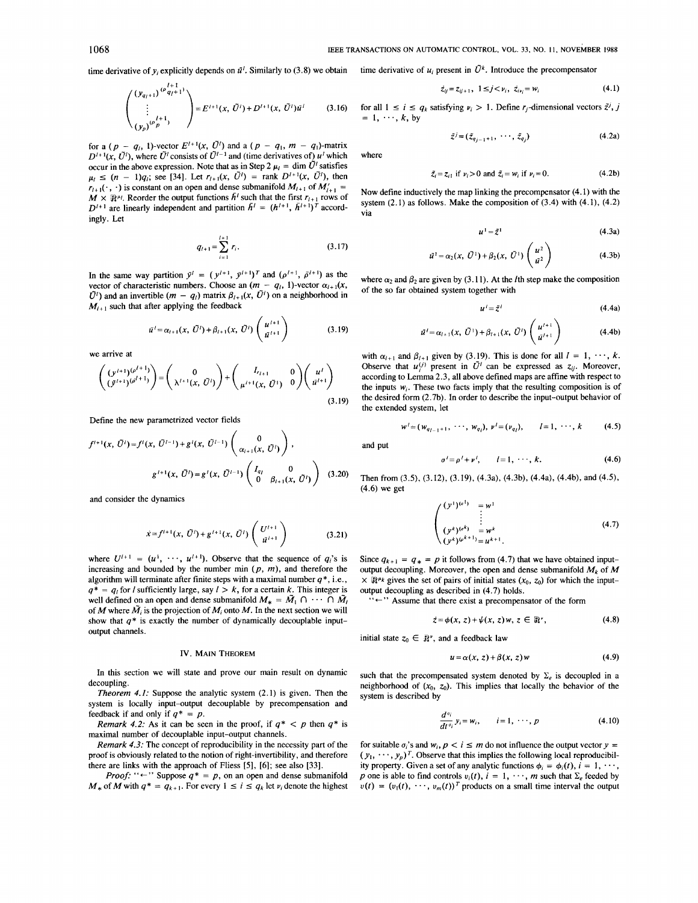time derivative of $y_i$ explicitly depends on $\bar{u}^l$. Similarly to (3.8) we obtain

$$\begin{pmatrix} (y_{q_l+1})^{(\rho_{q_l+1}^{l+1})} \\ \vdots \\ (y_p)^{(\rho_p^{l+1})} \end{pmatrix} = E^{l+1}(x, \bar{U}^l) + D^{l+1}(x, \bar{U}^l)\bar{u}^l \tag{3.16}$$

for a $(p - q_l, 1)$-vector $E^{l+1}(x, \bar{U}^l)$ and a $(p - q_l, m - q_l)$-matrix $D^{l+1}(x, \bar{U}^l)$, where $\bar{U}^l$ consists of $\bar{U}^{l-1}$ and (time derivatives of) $u^l$ which occur in the above expression. Note that as in Step 2 $\mu_l = \dim \bar{U}^l$ satisfies $\mu_l \le (n-1)q_l$; see [34]. Let $r_{l+1}(x, \bar{U}^l) = \text{rank } D^{l+1}(x, \bar{U}^l)$, then $r_{l+1}(\cdot, \cdot)$ is constant on an open and dense submanifold $M_{l+1}$ of $M'_{l+1} = M \times \mathbb{R}^{\mu_l}$. Reorder the output functions $\bar{h}^l$ such that the first $r_{l+1}$ rows of $D^{l+1}$ are linearly independent and partition $\bar{h}^l = (h^{l+1}, \bar{h}^{l+1})^T$ accordingly. Let

$$q_{l+1} = \sum_{i=1}^{l+1} r_i. \tag{3.17}$$

In the same way partition $\bar{y}^l = (y^{l+1}, \bar{y}^{l+1})^T$ and $(\rho^{l+1}, \bar{\rho}^{l+1})$ as the vector of characteristic numbers. Choose an $(m - q_l, 1)$-vector $\alpha_{l+1}(x, \bar{U}^l)$ and an invertible $(m - q_l)$ matrix $\beta_{l+1}(x, \bar{U}^l)$ on a neighborhood in $M_{l+1}$ such that after applying the feedback

$$\bar{u}^l = \alpha_{l+1}(x, \bar{U}^l) + \beta_{l+1}(x, \bar{U}^l)\begin{pmatrix} u^{l+1} \\ \bar{u}^{l+1} \end{pmatrix} \tag{3.19}$$

we arrive at

$$\begin{pmatrix} (y^{l+1})^{(\rho^{l+1})} \\ (\bar{y}^{l+1})^{(\bar{\rho}^{l+1})} \end{pmatrix} = \begin{pmatrix} 0 \\ \lambda^{l+1}(x, \bar{U}^l) \end{pmatrix} + \begin{pmatrix} I_{r_{l+1}} & 0 \\ \mu^{l+1}(x, \bar{U}^l) & 0 \end{pmatrix}\begin{pmatrix} u^l \\ \bar{u}^{l+1} \end{pmatrix} \tag{3.19}$$

Define the new parametrized vector fields

$$f^{l+1}(x, \bar{U}^l) = f^l(x, \bar{U}^{l-1}) + g^l(x, \bar{U}^{l-1})\begin{pmatrix} 0 \\ \alpha_{l+1}(x, \bar{U}^l) \end{pmatrix},$$

$$g^{l+1}(x, \bar{U}^l) = g^l(x, \bar{U}^{l-1})\begin{pmatrix} I_{q_l} & 0 \\ 0 & \beta_{l+1}(x, \bar{U}^l) \end{pmatrix} \tag{3.20}$$

and consider the dynamics

$$\dot{x} = f^{l+1}(x, \bar{U}^l) + g^{l+1}(x, \bar{U}^l)\begin{pmatrix} U^{l+1} \\ \bar{u}^{l+1} \end{pmatrix} \tag{3.21}$$

where $U^{l+1} = (u^1, \cdots, u^{l+1})$. Observe that the sequence of $q_l$'s is increasing and bounded by the number $\min(p, m)$, and therefore the algorithm will terminate after finite steps with a maximal number $q^*$, i.e., $q^* = q_l$ for $l$ sufficiently large, say $l > k$, for a certain $k$. This integer is well defined on an open and dense submanifold $M_* = \tilde{M}_1 \cap \cdots \cap \tilde{M}_l$ of $M$ where $\tilde{M}_i$ is the projection of $M_i$ onto $M$. In the next section we will show that $q^*$ is exactly the number of dynamically decouplable input-output channels.

## IV. Main Theorem

In this section we will state and prove our main result on dynamic decoupling.

*Theorem 4.1:* Suppose the analytic system (2.1) is given. Then the system is locally input-output decouplable by precompensation and feedback if and only if $q^* = p$.

*Remark 4.2:* As it can be seen in the proof, if $q^* < p$ then $q^*$ is maximal number of decouplable input-output channels.

*Remark 4.3:* The concept of reproducibility in the necessity part of the proof is obviously related to the notion of right-invertibility, and therefore there are links with the approach of Fliess [5], [6]; see also [33].

*Proof:* "$\Leftarrow$" Suppose $q^* = p$, on an open and dense submanifold $M_*$ of $M$ with $q^* = q_{k+1}$. For every $1 \le i \le q_k$ let $\nu_i$ denote the highest time derivative of $u_i$ present in $\bar{U}^k$. Introduce the precompensator

$$\dot{z}_{ij} = z_{ij+1}, \quad 1 \le j < \nu_i, \quad \dot{z}_{i\nu_i} = w_i \tag{4.1}$$

for all $1 \le i \le q_k$ satisfying $\nu_i > 1$. Define $r_j$-dimensional vectors $\tilde{z}^j$, $j = 1, \cdots, k$, by

$$\tilde{z}^j = (\tilde{z}_{q_{j-1}+1}, \cdots, \tilde{z}_{q_j}) \tag{4.2a}$$

where

$$\tilde{z}_i = z_{i1} \text{ if } \nu_i > 0 \text{ and } \tilde{z}_i = w_i \text{ if } \nu_i = 0. \tag{4.2b}$$

Now define inductively the map linking the precompensator (4.1) with the system (2.1) as follows. Make the composition of (3.4) with (4.1), (4.2) via

$$u^1 = \tilde{z}^1 \tag{4.3a}$$

$$\bar{u}^1 = \alpha_2(x, \bar{U}^1) + \beta_2(x, \bar{U}^1)\begin{pmatrix} u^2 \\ \bar{u}^2 \end{pmatrix} \tag{4.3b}$$

where $\alpha_2$ and $\beta_2$ are given by (3.11). At the $l$th step make the composition of the so far obtained system together with

$$u^l = \tilde{z}^l \tag{4.4a}$$

$$\bar{u}^l = \alpha_{l+1}(x, \bar{U}^l) + \beta_{l+1}(x, \bar{U}^l)\begin{pmatrix} u^{l+1} \\ \bar{u}^{l+1} \end{pmatrix} \tag{4.4b}$$

with $\alpha_{l+1}$ and $\beta_{l+1}$ given by (3.19). This is done for all $l = 1, \cdots, k$. Observe that $u_i^{(j)}$ present in $\bar{U}^l$ can be expressed as $z_{ij}$. Moreover, according to Lemma 2.3, all above defined maps are affine with respect to the inputs $w_i$. These two facts imply that the resulting composition is of the desired form (2.7b). In order to describe the input-output behavior of the extended system, let

$$w^l = (w_{q_{l-1}+1}, \cdots, w_{q_l}), \; \nu^l = (\nu_{q_l}), \qquad l = 1, \cdots, k \tag{4.5}$$

and put

$$\sigma^l = \rho^l + \nu^l, \qquad l = 1, \cdots, k. \tag{4.6}$$

Then from (3.5), (3.12), (3.19), (4.3a), (4.3b), (4.4a), (4.4b), and (4.5), (4.6) we get

$$\begin{pmatrix} (y^1)^{(\sigma^1)} = w^1 \\ \vdots \\ (y^k)^{(\sigma^k)} = w^k \\ (y^k)^{(\rho^{k+1})} = u^{k+1}. \end{pmatrix} \tag{4.7}$$

Since $q_{k+1} = q^* = p$ it follows from (4.7) that we have obtained input-output decoupling. Moreover, the open and dense submanifold $M_k$ of $M \times \mathbb{R}^{\mu_k}$ gives the set of pairs of initial states $(x_0, z_0)$ for which the input-output decoupling as described in (4.7) holds.

"$\Leftarrow$" Assume that there exist a precompensator of the form

$$\dot{z} = \phi(x, z) + \psi(x, z)w, \; z \in \mathbb{R}^{\nu}, \tag{4.8}$$

initial state $z_0 \in \mathbb{R}^{\nu}$, and a feedback law

$$u = \alpha(x, z) + \beta(x, z)w \tag{4.9}$$

such that the precompensated system denoted by $\Sigma_e$ is decoupled in a neighborhood of $(x_0, z_0)$. This implies that locally the behavior of the system is described by

$$\frac{d^{\sigma_i}}{dt^{\sigma_i}} y_i = w_i, \qquad i = 1, \cdots, p \tag{4.10}$$

for suitable $\sigma_i$'s and $w_i$, $p < i \le m$ do not influence the output vector $y = (y_1, \cdots, y_p)^T$. Observe that this implies the following local reproducibility property. Given a set of any analytic functions $\phi_i = \phi_i(t)$, $i = 1, \cdots, p$ one is able to find controls $v_i(t)$, $i = 1, \cdots, m$ such that $\Sigma_e$ feeded by $v(t) = (v_1(t), \cdots, v_m(t))^T$ products on a small time interval the output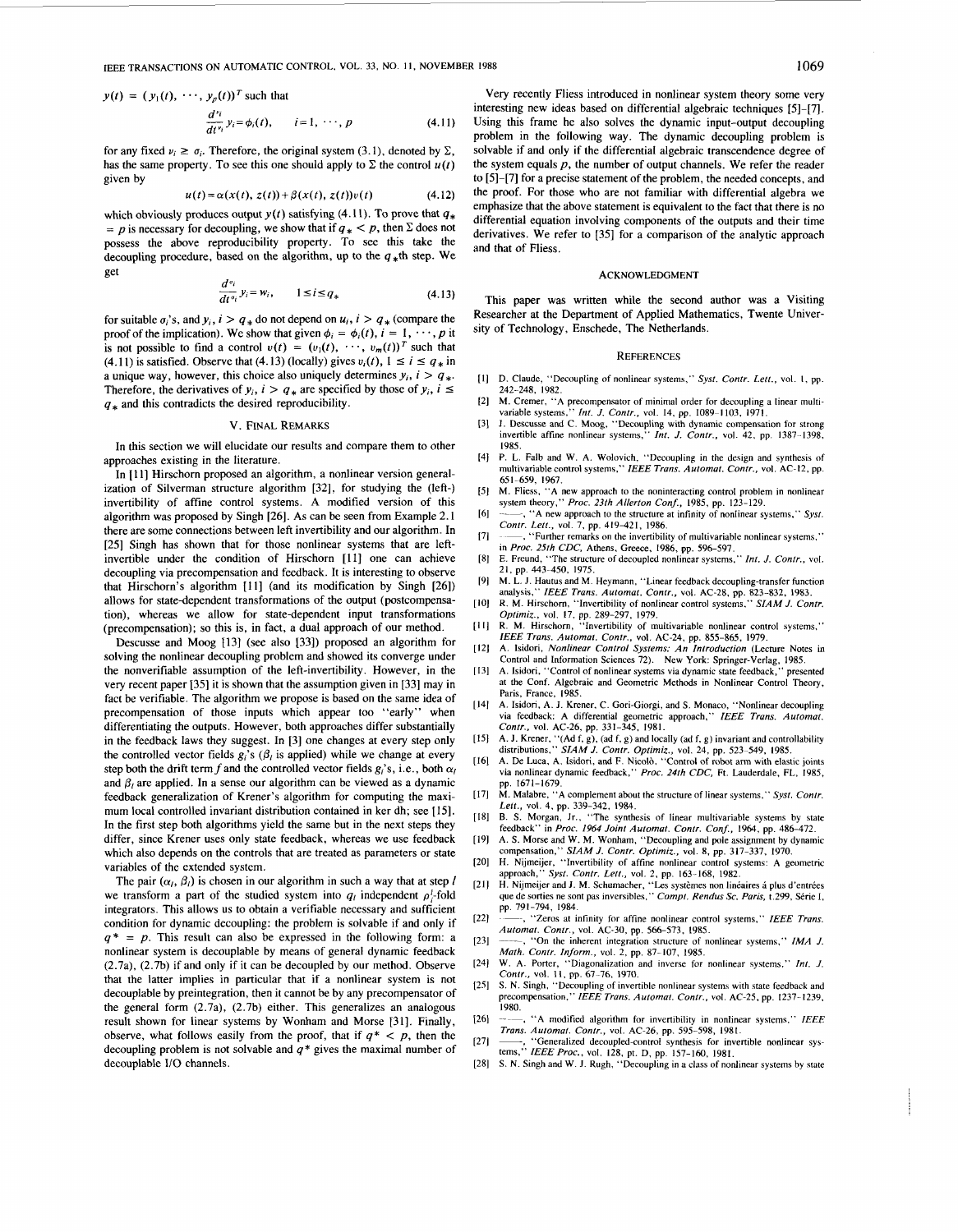$y(t) = (y_1(t), \cdots, y_p(t))^T$ such that

$$\frac{d^{\nu_i}}{dt^{\nu_i}} y_i = \phi_i(t), \qquad i = 1, \cdots, p \tag{4.11}$$

for any fixed $\nu_i \geq \sigma_i$. Therefore, the original system (3.1), denoted by $\Sigma$, has the same property. To see this one should apply to $\Sigma$ the control $u(t)$ given by

$$u(t) = \alpha(x(t), z(t)) + \beta(x(t), z(t))v(t) \tag{4.12}$$

which obviously produces output $y(t)$ satisfying (4.11). To prove that $q_* = p$ is necessary for decoupling, we show that if $q_* < p$, then $\Sigma$ does not possess the above reproducibility property. To see this take the decoupling procedure, based on the algorithm, up to the $q_*$th step. We get

$$\frac{d^{\sigma_i}}{dt^{\sigma_i}} y_i = w_i, \qquad 1 \leq i \leq q_* \tag{4.13}$$

for suitable $\sigma_i$'s, and $y_i$, $i > q_*$ do not depend on $u_i$, $i > q_*$ (compare the proof of the implication). We show that given $\phi_i = \phi_i(t)$, $i = 1, \cdots, p$ it is not possible to find a control $v(t) = (v_1(t), \cdots, v_m(t))^T$ such that (4.11) is satisfied. Observe that (4.13) (locally) gives $v_i(t)$, $1 \leq i \leq q_*$ in a unique way, however, this choice also uniquely determines $y_i$, $i > q_*$. Therefore, the derivatives of $y_i$, $i > q_*$ are specified by those of $y_i$, $i \leq q_*$ and this contradicts the desired reproducibility.

## V. Final Remarks

In this section we will elucidate our results and compare them to other approaches existing in the literature.

In [11] Hirschorn proposed an algorithm, a nonlinear version generalization of Silverman structure algorithm [32], for studying the (left-) invertibility of affine control systems. A modified version of this algorithm was proposed by Singh [26]. As can be seen from Example 2.1 there are some connections between left invertibility and our algorithm. In [25] Singh has shown that for those nonlinear systems that are left-invertible under the condition of Hirschorn [11] one can achieve decoupling via precompensation and feedback. It is interesting to observe that Hirschorn's algorithm [11] (and its modification by Singh [26]) allows for state-dependent transformations of the output (postcompensation), whereas we allow for state-dependent input transformations (precompensation); so this is, in fact, a dual approach of our method.

Descusse and Moog [13] (see also [33]) proposed an algorithm for solving the nonlinear decoupling problem and showed its converge under the nonverifiable assumption of the left-invertibility. However, in the very recent paper [35] it is shown that the assumption given in [33] may in fact be verifiable. The algorithm we propose is based on the same idea of precompensation of those inputs which appear too "early" when differentiating the outputs. However, both approaches differ substantially in the feedback laws they suggest. In [3] one changes at every step only the controlled vector fields $g_i$'s ($\beta_i$ is applied) while we change at every step both the drift term $f$ and the controlled vector fields $g_i$'s, i.e., both $\alpha_l$ and $\beta_l$ are applied. In a sense our algorithm can be viewed as a dynamic feedback generalization of Krener's algorithm for computing the maximum local controlled invariant distribution contained in ker dh; see [15]. In the first step both algorithms yield the same but in the next steps they differ, since Krener uses only state feedback, whereas we use feedback which also depends on the controls that are treated as parameters or state variables of the extended system.

The pair $(\alpha_l, \beta_l)$ is chosen in our algorithm in such a way that at step $l$ we transform a part of the studied system into $q_l$ independent $\rho_i^l$-fold integrators. This allows us to obtain a verifiable necessary and sufficient condition for dynamic decoupling: the problem is solvable if and only if $q^* = p$. This result can also be expressed in the following form: a nonlinear system is decouplable by means of general dynamic feedback (2.7a), (2.7b) if and only if it can be decoupled by our method. Observe that the latter implies in particular that if a nonlinear system is not decouplable by preintegration, then it cannot be by any precompensator of the general form (2.7a), (2.7b) either. This generalizes an analogous result shown for linear systems by Wonham and Morse [31]. Finally, observe, what follows easily from the proof, that if $q^* < p$, then the decoupling problem is not solvable and $q^*$ gives the maximal number of decouplable I/O channels.

Very recently Fliess introduced in nonlinear system theory some very interesting new ideas based on differential algebraic techniques [5]–[7]. Using this frame he also solves the dynamic input-output decoupling problem in the following way. The dynamic decoupling problem is solvable if and only if the differential algebraic transcendence degree of the system equals $p$, the number of output channels. We refer the reader to [5]–[7] for a precise statement of the problem, the needed concepts, and the proof. For those who are not familiar with differential algebra we emphasize that the above statement is equivalent to the fact that there is no differential equation involving components of the outputs and their time derivatives. We refer to [35] for a comparison of the analytic approach and that of Fliess.

## Acknowledgment

This paper was written while the second author was a Visiting Researcher at the Department of Applied Mathematics, Twente University of Technology, Enschede, The Netherlands.

## References

[1] D. Claude, "Decoupling of nonlinear systems," *Syst. Contr. Lett.*, vol. 1, pp. 242–248, 1982.

[2] M. Cremer, "A precompensator of minimal order for decoupling a linear multivariable systems," *Int. J. Contr.*, vol. 14, pp. 1089–1103, 1971.

[3] J. Descusse and C. Moog, "Decoupling with dynamic compensation for strong invertible affine nonlinear systems," *Int. J. Contr.*, vol. 42, pp. 1387–1398, 1985.

[4] P. L. Falb and W. A. Wolovich, "Decoupling in the design and synthesis of multivariable control systems," *IEEE Trans. Automat. Contr.*, vol. AC-12, pp. 651–659, 1967.

[5] M. Fliess, "A new approach to the noninteracting control problem in nonlinear system theory," *Proc. 23th Allerton Conf.*, 1985, pp. 123–129.

[6] ——, "A new approach to the structure at infinity of nonlinear systems," *Syst. Contr. Lett.*, vol. 7, pp. 419–421, 1986.

[7] ——, "Further remarks on the invertibility of multivariable nonlinear systems," in *Proc. 25th CDC*, Athens, Greece, 1986, pp. 596–597.

[8] E. Freund, "The structure of decoupled nonlinear systems," *Int. J. Contr.*, vol. 21, pp. 443–450, 1975.

[9] M. L. J. Hautus and M. Heymann, "Linear feedback decoupling-transfer function analysis," *IEEE Trans. Automat. Contr.*, vol. AC-28, pp. 823–832, 1983.

[10] R. M. Hirschorn, "Invertibility of nonlinear control systems," *SIAM J. Contr. Optimiz.*, vol. 17, pp. 289–297, 1979.

[11] R. M. Hirschorn, "Invertibility of multivariable nonlinear control systems," *IEEE Trans. Automat. Contr.*, vol. AC-24, pp. 855–865, 1979.

[12] A. Isidori, *Nonlinear Control Systems: An Introduction* (Lecture Notes in Control and Information Sciences 72). New York: Springer-Verlag, 1985.

[13] A. Isidori, "Control of nonlinear systems via dynamic state feedback," presented at the Conf. Algebraic and Geometric Methods in Nonlinear Control Theory, Paris, France, 1985.

[14] A. Isidori, A. J. Krener, C. Gori-Giorgi, and S. Monaco, "Nonlinear decoupling via feedback: A differential geometric approach," *IEEE Trans. Automat. Contr.*, vol. AC-26, pp. 331–345, 1981.

[15] A. J. Krener, "(Ad f, g), (ad f, g) and locally (ad f, g) invariant and controllability distributions," *SIAM J. Contr. Optimiz.*, vol. 24, pp. 523–549, 1985.

[16] A. De Luca, A. Isidori, and F. Nicolò, "Control of robot arm with elastic joints via nonlinear dynamic feedback," *Proc. 24th CDC*, Ft. Lauderdale, FL, 1985, pp. 1671–1679.

[17] M. Malabre, "A complement about the structure of linear systems," *Syst. Contr. Lett.*, vol. 4, pp. 339–342, 1984.

[18] B. S. Morgan, Jr., "The synthesis of linear multivariable systems by state feedback" in *Proc. 1964 Joint Automat. Contr. Conf.*, 1964, pp. 486–472.

[19] A. S. Morse and W. M. Wonham, "Decoupling and pole assignment by dynamic compensation," *SIAM J. Contr. Optimiz.*, vol. 8, pp. 317–337, 1970.

[20] H. Nijmeijer, "Invertibility of affine nonlinear control systems: A geometric approach," *Syst. Contr. Lett.*, vol. 2, pp. 163–168, 1982.

[21] H. Nijmeijer and J. M. Schumacher, "Les systèmes non linéaires à plus d'entrées que de sorties ne sont pas inversibles," *Compt. Rendus Sc. Paris*, t.299, Série I, pp. 791–794, 1984.

[22] ——, "Zeros at infinity for affine nonlinear control systems," *IEEE Trans. Automat. Contr.*, vol. AC-30, pp. 566–573, 1985.

[23] ——, "On the inherent integration structure of nonlinear systems," *IMA J. Math. Contr. Inform.*, vol. 2, pp. 87–107, 1985.

[24] W. A. Porter, "Diagonalization and inverse for nonlinear systems," *Int. J. Contr.*, vol. 11, pp. 67–76, 1970.

[25] S. N. Singh, "Decoupling of invertible nonlinear systems with state feedback and precompensation," *IEEE Trans. Automat. Contr.*, vol. AC-25, pp. 1237–1239, 1980.

[26] ——, "A modified algorithm for invertibility in nonlinear systems," *IEEE Trans. Automat. Contr.*, vol. AC-26, pp. 595–598, 1981.

[27] ——, "Generalized decoupled-control synthesis for invertible nonlinear systems," *IEEE Proc.*, vol. 128, pt. D, pp. 157–160, 1981.

[28] S. N. Singh and W. J. Rugh, "Decoupling in a class of nonlinear systems by state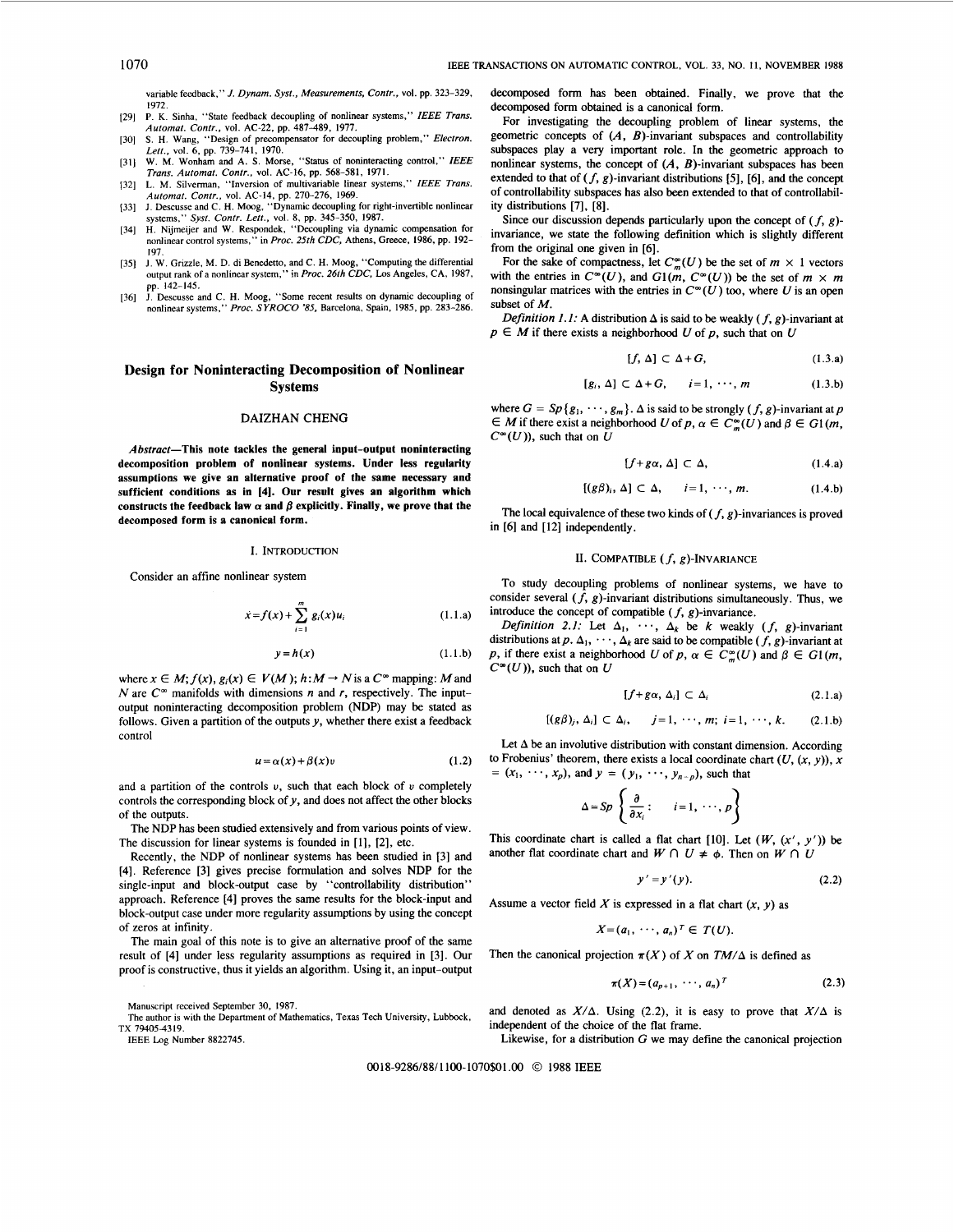variable feedback," *J. Dynam. Syst., Measurements, Contr.*, vol. pp. 323–329, 1972.

[29] P. K. Sinha, "State feedback decoupling of nonlinear systems," *IEEE Trans. Automat. Contr.*, vol. AC-22, pp. 487–489, 1977.

[30] S. H. Wang, "Design of precompensator for decoupling problem," *Electron. Lett.*, vol. 6, pp. 739–741, 1970.

[31] W. M. Wonham and A. S. Morse, "Status of noninteracting control," *IEEE Trans. Automat. Contr.*, vol. AC-16, pp. 568–581, 1971.

[32] L. M. Silverman, "Inversion of multivariable linear systems," *IEEE Trans. Automat. Contr.*, vol. AC-14, pp. 270–276, 1969.

[33] J. Descusse and C. H. Moog, "Dynamic decoupling for right-invertible nonlinear systems," *Syst. Contr. Lett.*, vol. 8, pp. 345–350, 1987.

[34] H. Nijmeijer and W. Respondek, "Decoupling via dynamic compensation for nonlinear control systems," in *Proc. 25th CDC*, Athens, Greece, 1986, pp. 192–197.

[35] J. W. Grizzle, M. D. di Benedetto, and C. H. Moog, "Computing the differential output rank of a nonlinear system," in *Proc. 26th CDC*, Los Angeles, CA, 1987, pp. 142–145.

[36] J. Descusse and C. H. Moog, "Some recent results on dynamic decoupling of nonlinear systems," *Proc. SYROCO '85*, Barcelona, Spain, 1985, pp. 283–286.

# Design for Noninteracting Decomposition of Nonlinear Systems

DAIZHAN CHENG

***Abstract*—This note tackles the general input-output noninteracting decomposition problem of nonlinear systems. Under less regularity assumptions we give an alternative proof of the same necessary and sufficient conditions as in [4]. Our result gives an algorithm which constructs the feedback law $\alpha$ and $\beta$ explicitly. Finally, we prove that the decomposed form is a canonical form.**

## I. Introduction

Consider an affine nonlinear system

$$\dot{x} = f(x) + \sum_{i=1}^{m} g_i(x)u_i \tag{1.1.a}$$

$$y = h(x) \tag{1.1.b}$$

where $x \in M; f(x), g_i(x) \in V(M); h: M \to N$ is a $C^\infty$ mapping: $M$ and $N$ are $C^\infty$ manifolds with dimensions $n$ and $r$, respectively. The input-output noninteracting decomposition problem (NDP) may be stated as follows. Given a partition of the outputs $y$, whether there exist a feedback control

$$u = \alpha(x) + \beta(x)v \tag{1.2}$$

and a partition of the controls $v$, such that each block of $v$ completely controls the corresponding block of $y$, and does not affect the other blocks of the outputs.

The NDP has been studied extensively and from various points of view. The discussion for linear systems is founded in [1], [2], etc.

Recently, the NDP of nonlinear systems has been studied in [3] and [4]. Reference [3] gives precise formulation and solves NDP for the single-input and block-output case by "controllability distribution" approach. Reference [4] proves the same results for the block-input and block-output case under more regularity assumptions by using the concept of zeros at infinity.

The main goal of this note is to give an alternative proof of the same result of [4] under less regularity assumptions as required in [3]. Our proof is constructive, thus it yields an algorithm. Using it, an input-output decomposed form has been obtained. Finally, we prove that the decomposed form obtained is a canonical form.

Manuscript received September 30, 1987.

The author is with the Department of Mathematics, Texas Tech University, Lubbock, TX 79405-4319.

IEEE Log Number 8822745.

For investigating the decoupling problem of linear systems, the geometric concepts of $(A, B)$-invariant subspaces and controllability subspaces play a very important role. In the geometric approach to nonlinear systems, the concept of $(A, B)$-invariant subspaces has been extended to that of $(f, g)$-invariant distributions [5], [6], and the concept of controllability subspaces has also been extended to that of controllability distributions [7], [8].

Since our discussion depends particularly upon the concept of $(f, g)$-invariance, we state the following definition which is slightly different from the original one given in [6].

For the sake of compactness, let $C_m^\infty(U)$ be the set of $m \times 1$ vectors with the entries in $C^\infty(U)$, and $Gl(m, C^\infty(U))$ be the set of $m \times m$ nonsingular matrices with the entries in $C^\infty(U)$ too, where $U$ is an open subset of $M$.

*Definition 1.1:* A distribution $\Delta$ is said to be weakly $(f, g)$-invariant at $p \in M$ if there exists a neighborhood $U$ of $p$, such that on $U$

$$[f, \Delta] \subset \Delta + G, \tag{1.3.a}$$

$$[g_i, \Delta] \subset \Delta + G, \quad i = 1, \cdots, m \tag{1.3.b}$$

where $G = Sp\{g_1, \cdots, g_m\}$. $\Delta$ is said to be strongly $(f, g)$-invariant at $p \in M$ if there exist a neighborhood $U$ of $p$, $\alpha \in C_m^\infty(U)$ and $\beta \in Gl(m, C^\infty(U))$, such that on $U$

$$[f + g\alpha, \Delta] \subset \Delta, \tag{1.4.a}$$

$$[(g\beta)_i, \Delta] \subset \Delta, \quad i = 1, \cdots, m. \tag{1.4.b}$$

The local equivalence of these two kinds of $(f, g)$-invariances is proved in [6] and [12] independently.

## II. Compatible $(f, g)$-Invariance

To study decoupling problems of nonlinear systems, we have to consider several $(f, g)$-invariant distributions simultaneously. Thus, we introduce the concept of compatible $(f, g)$-invariance.

*Definition 2.1:* Let $\Delta_1, \cdots, \Delta_k$ be $k$ weakly $(f, g)$-invariant distributions at $p$. $\Delta_1, \cdots, \Delta_k$ are said to be compatible $(f, g)$-invariant at $p$, if there exist a neighborhood $U$ of $p$, $\alpha \in C_m^\infty(U)$ and $\beta \in Gl(m, C^\infty(U))$, such that on $U$

$$[f + g\alpha, \Delta_i] \subset \Delta_i \tag{2.1.a}$$

$$[(g\beta)_j, \Delta_i] \subset \Delta_i, \quad j = 1, \cdots, m; \; i = 1, \cdots, k. \tag{2.1.b}$$

Let $\Delta$ be an involutive distribution with constant dimension. According to Frobenius' theorem, there exists a local coordinate chart $(U, (x, y))$, $x = (x_1, \cdots, x_p)$, and $y = (y_1, \cdots, y_{n-p})$, such that

$$\Delta = Sp\left\{\frac{\partial}{\partial x_i}: \quad i = 1, \cdots, p\right\}$$

This coordinate chart is called a flat chart [10]. Let $(W, (x', y'))$ be another flat coordinate chart and $W \cap U \neq \phi$. Then on $W \cap U$

$$y' = y'(y). \tag{2.2}$$

Assume a vector field $X$ is expressed in a flat chart $(x, y)$ as

$$X = (a_1, \cdots, a_n)^T \in T(U).$$

Then the canonical projection $\pi(X)$ of $X$ on $TM/\Delta$ is defined as

$$\pi(X) = (a_{p+1}, \cdots, a_n)^T \tag{2.3}$$

and denoted as $X/\Delta$. Using (2.2), it is easy to prove that $X/\Delta$ is independent of the choice of the flat frame.

Likewise, for a distribution $G$ we may define the canonical projection